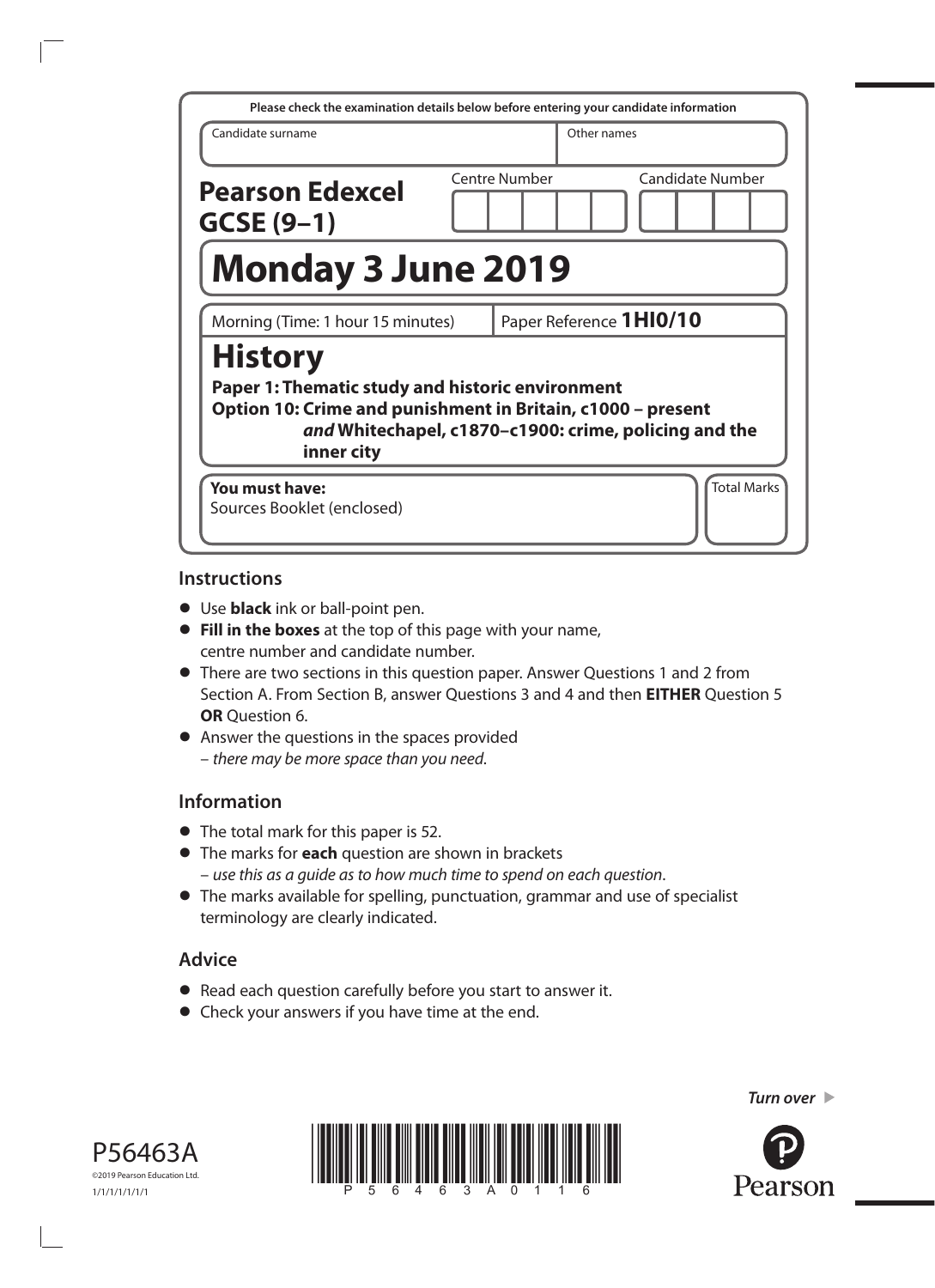Please check the examination details below before entering your candidate information

| Candidate surname | Other names |
|---|---|
| | |

**Pearson Edexcel GCSE (9–1)**

Centre Number | Candidate Number

# Monday 3 June 2019

Morning (Time: 1 hour 15 minutes) | Paper Reference **1HI0/10**

# History

**Paper 1: Thematic study and historic environment**
**Option 10: Crime and punishment in Britain, c1000 – present *and* Whitechapel, c1870–c1900: crime, policing and the inner city**

**You must have:**
Sources Booklet (enclosed)

Total Marks

## Instructions

- Use **black** ink or ball-point pen.
- **Fill in the boxes** at the top of this page with your name, centre number and candidate number.
- There are two sections in this question paper. Answer Questions 1 and 2 from Section A. From Section B, answer Questions 3 and 4 and then **EITHER** Question 5 **OR** Question 6.
- Answer the questions in the spaces provided – *there may be more space than you need.*

## Information

- The total mark for this paper is 52.
- The marks for **each** question are shown in brackets – *use this as a guide as to how much time to spend on each question.*
- The marks available for spelling, punctuation, grammar and use of specialist terminology are clearly indicated.

## Advice

- Read each question carefully before you start to answer it.
- Check your answers if you have time at the end.

*Turn over*

P56463A
©2019 Pearson Education Ltd.
1/1/1/1/1/1/1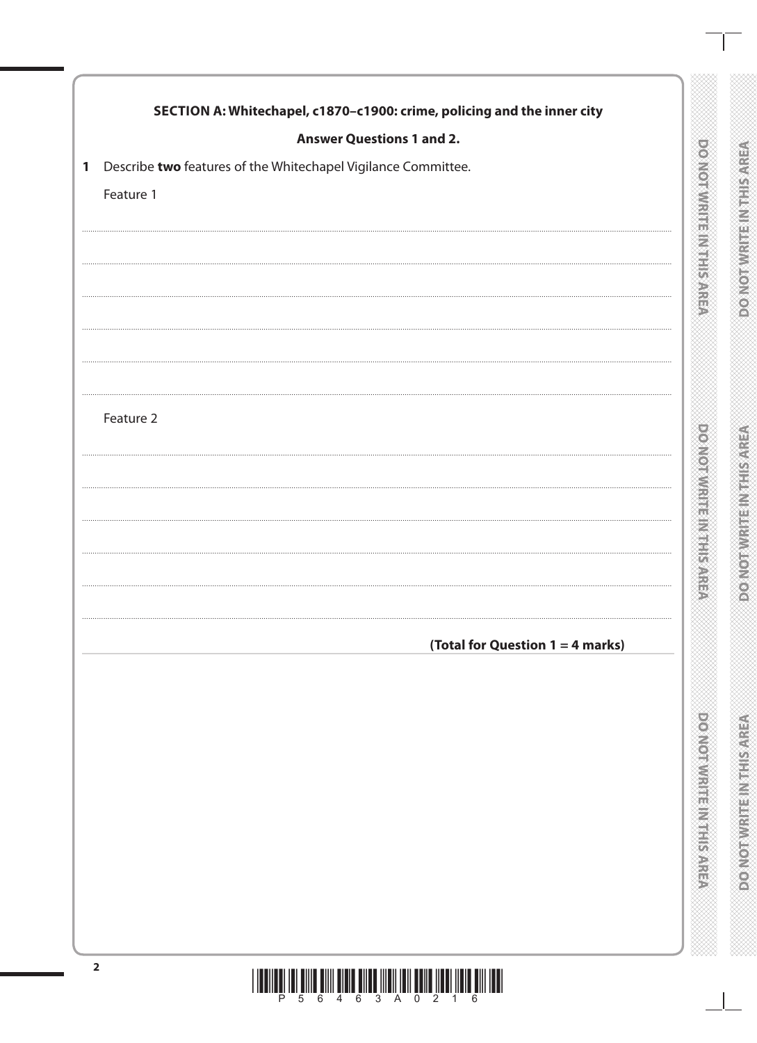## SECTION A: Whitechapel, c1870–c1900: crime, policing and the inner city

**Answer Questions 1 and 2.**

**1** Describe **two** features of the Whitechapel Vigilance Committee.

Feature 1

Feature 2

**(Total for Question 1 = 4 marks)**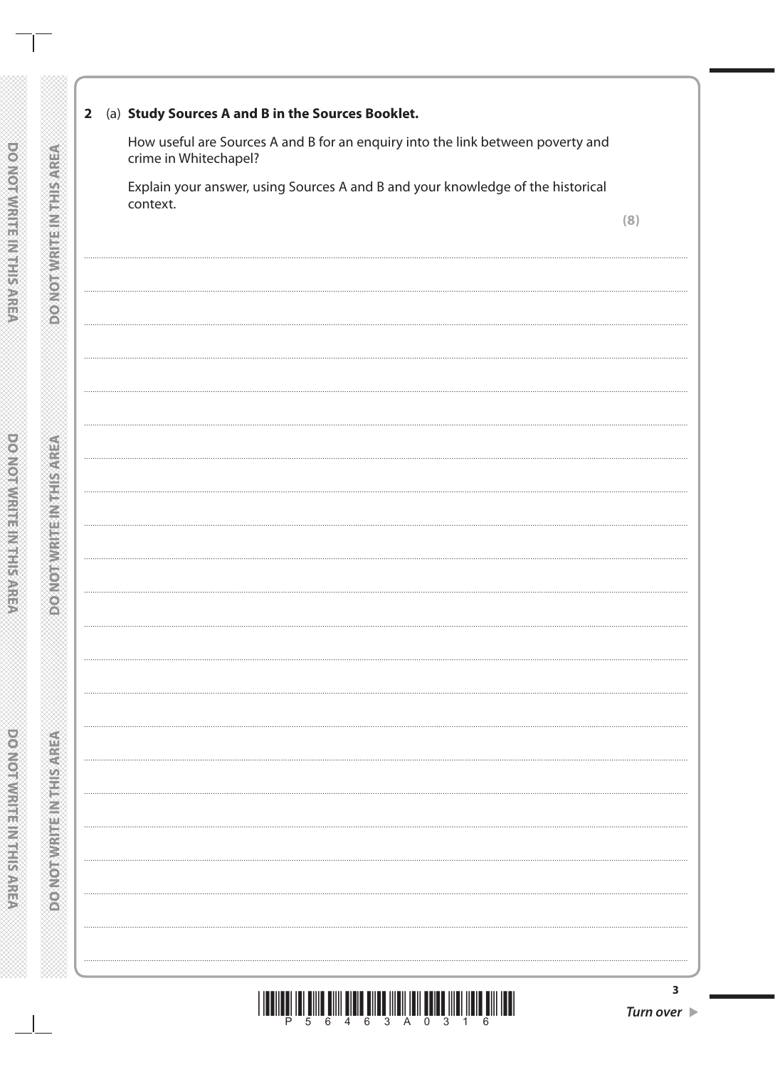**2** (a) **Study Sources A and B in the Sources Booklet.**

How useful are Sources A and B for an enquiry into the link between poverty and crime in Whitechapel?

Explain your answer, using Sources A and B and your knowledge of the historical context.

**(8)**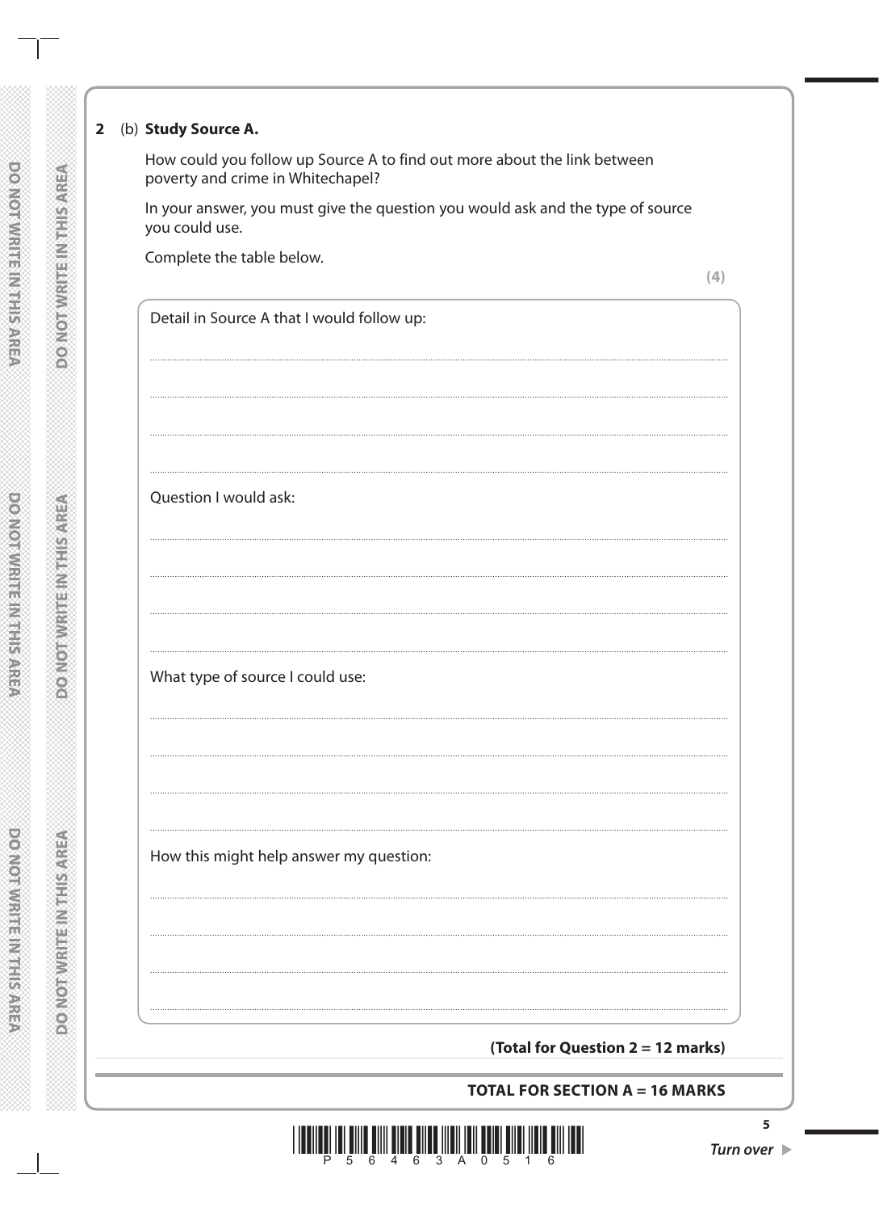**2** (b) **Study Source A.**

How could you follow up Source A to find out more about the link between poverty and crime in Whitechapel?

In your answer, you must give the question you would ask and the type of source you could use.

Complete the table below.

**(4)**

Detail in Source A that I would follow up:

.......................................................................................................................................

.......................................................................................................................................

.......................................................................................................................................

.......................................................................................................................................

Question I would ask:

.......................................................................................................................................

.......................................................................................................................................

.......................................................................................................................................

.......................................................................................................................................

What type of source I could use:

.......................................................................................................................................

.......................................................................................................................................

.......................................................................................................................................

.......................................................................................................................................

How this might help answer my question:

.......................................................................................................................................

.......................................................................................................................................

.......................................................................................................................................

.......................................................................................................................................

**(Total for Question 2 = 12 marks)**

**TOTAL FOR SECTION A = 16 MARKS**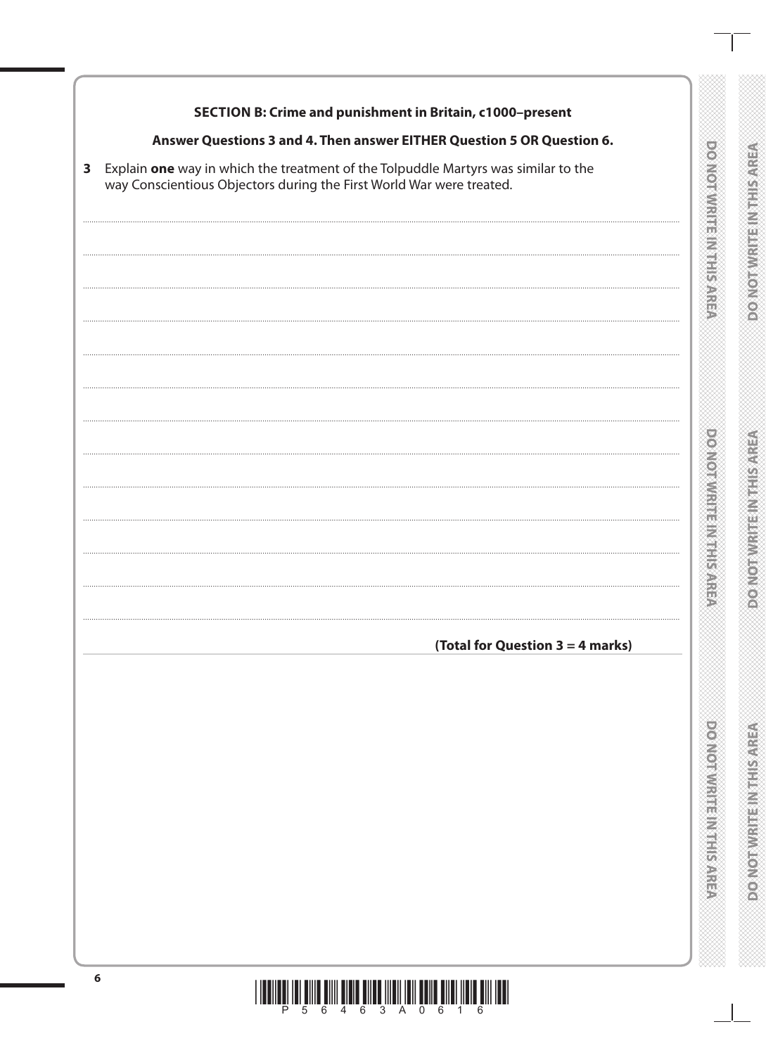**SECTION B: Crime and punishment in Britain, c1000–present**

**Answer Questions 3 and 4. Then answer EITHER Question 5 OR Question 6.**

**3** Explain **one** way in which the treatment of the Tolpuddle Martyrs was similar to the way Conscientious Objectors during the First World War were treated.

**(Total for Question 3 = 4 marks)**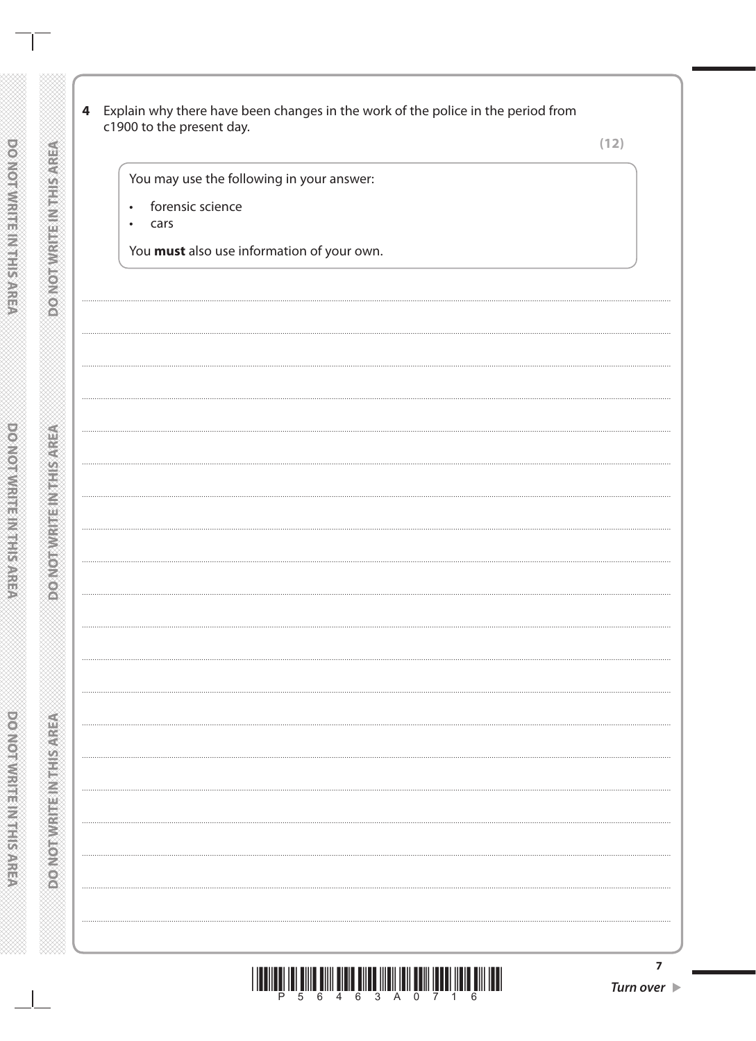**4** Explain why there have been changes in the work of the police in the period from c1900 to the present day.

**(12)**

You may use the following in your answer:

- forensic science
- cars

You **must** also use information of your own.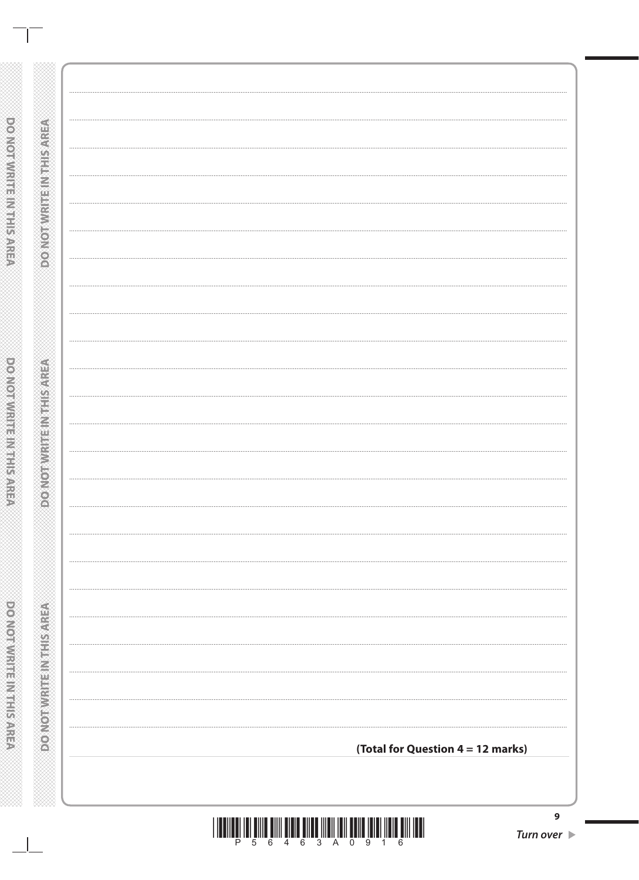**(Total for Question 4 = 12 marks)**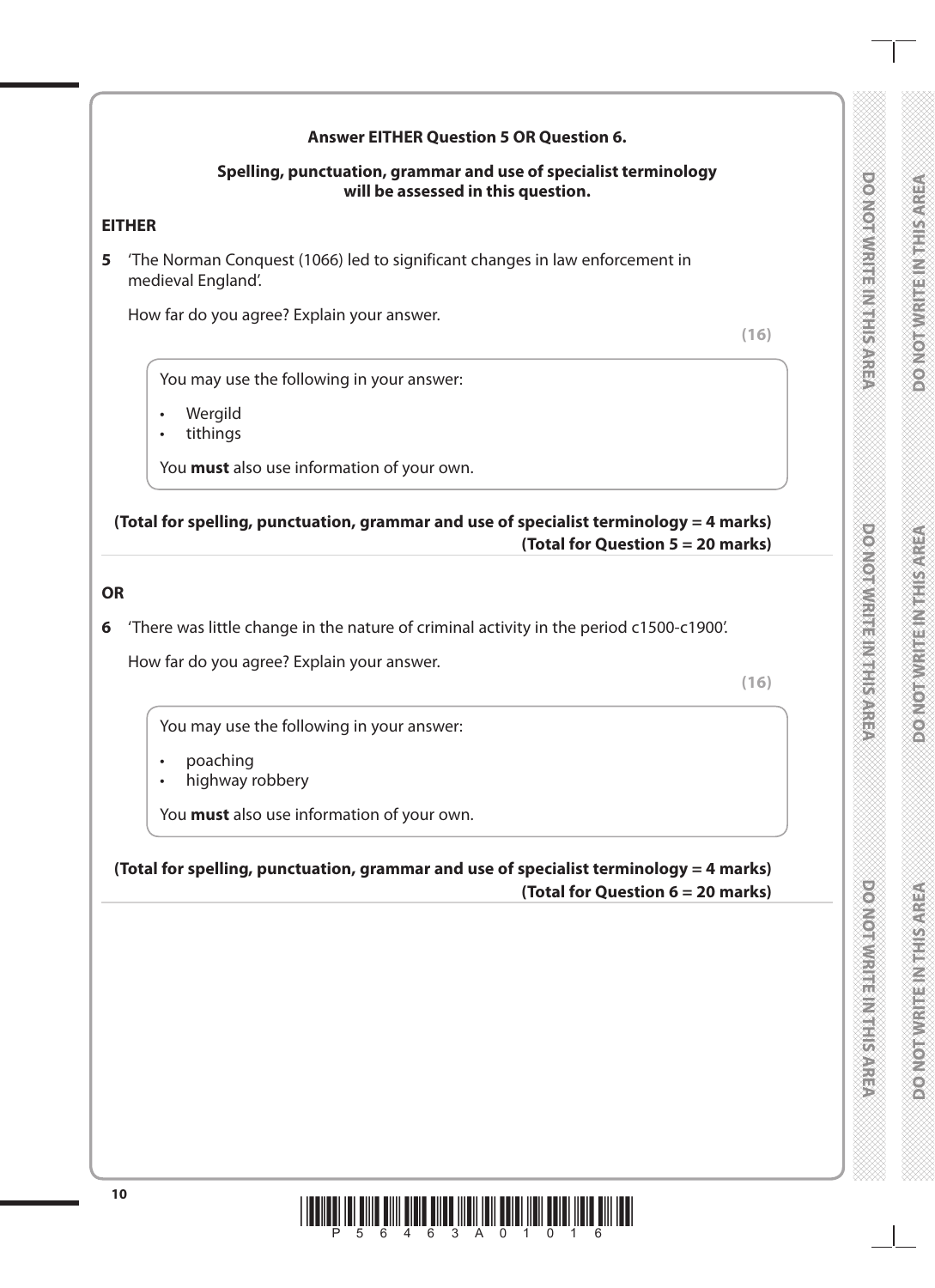**Answer EITHER Question 5 OR Question 6.**

**Spelling, punctuation, grammar and use of specialist terminology will be assessed in this question.**

**EITHER**

**5** 'The Norman Conquest (1066) led to significant changes in law enforcement in medieval England'.

How far do you agree? Explain your answer.

**(16)**

You may use the following in your answer:

- Wergild
- tithings

You **must** also use information of your own.

**(Total for spelling, punctuation, grammar and use of specialist terminology = 4 marks)**
**(Total for Question 5 = 20 marks)**

**OR**

**6** 'There was little change in the nature of criminal activity in the period c1500-c1900'.

How far do you agree? Explain your answer.

**(16)**

You may use the following in your answer:

- poaching
- highway robbery

You **must** also use information of your own.

**(Total for spelling, punctuation, grammar and use of specialist terminology = 4 marks)**
**(Total for Question 6 = 20 marks)**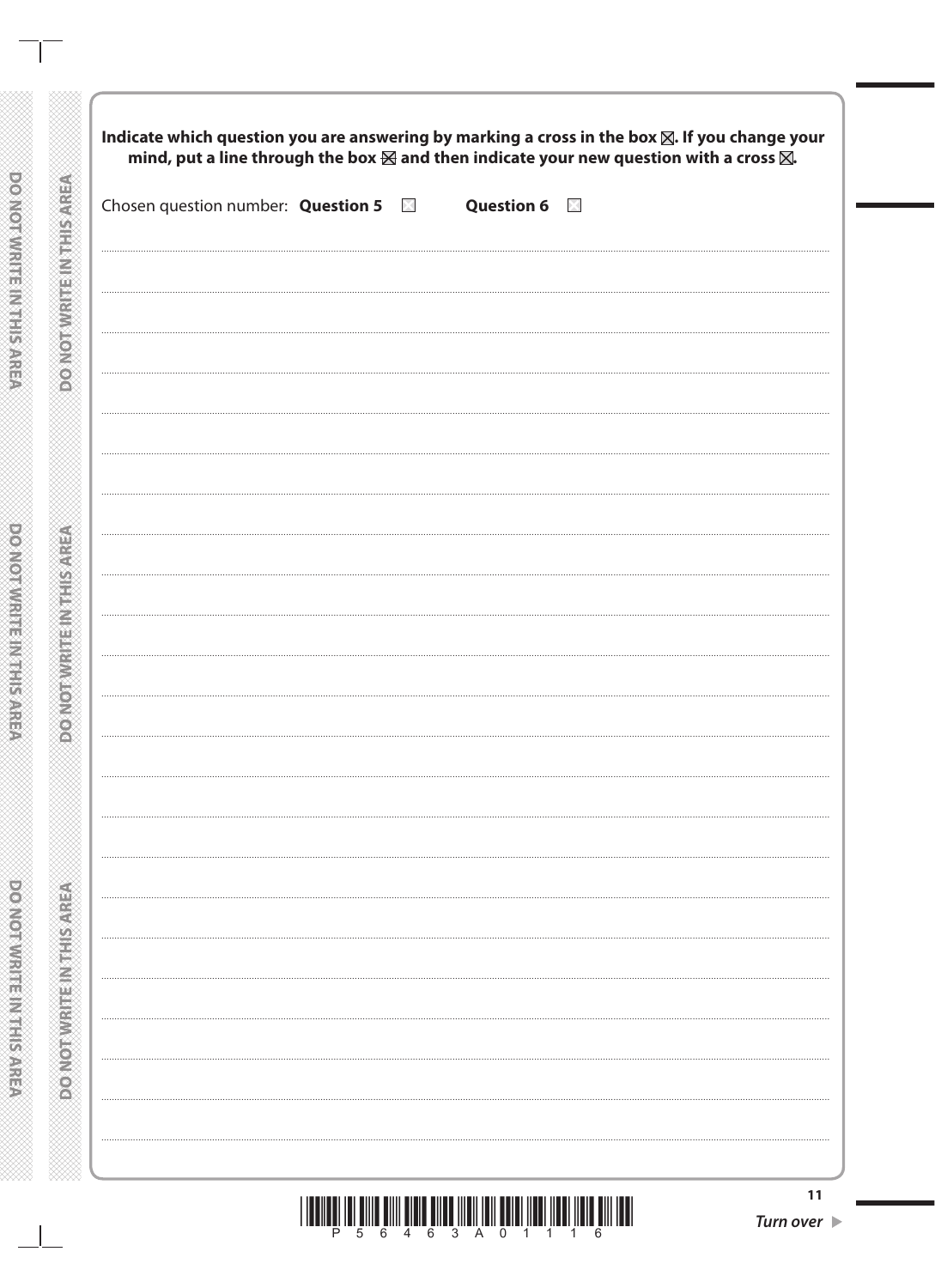**Indicate which question you are answering by marking a cross in the box ☒. If you change your mind, put a line through the box ☒ and then indicate your new question with a cross ☒.**

Chosen question number: **Question 5** ☐ **Question 6** ☐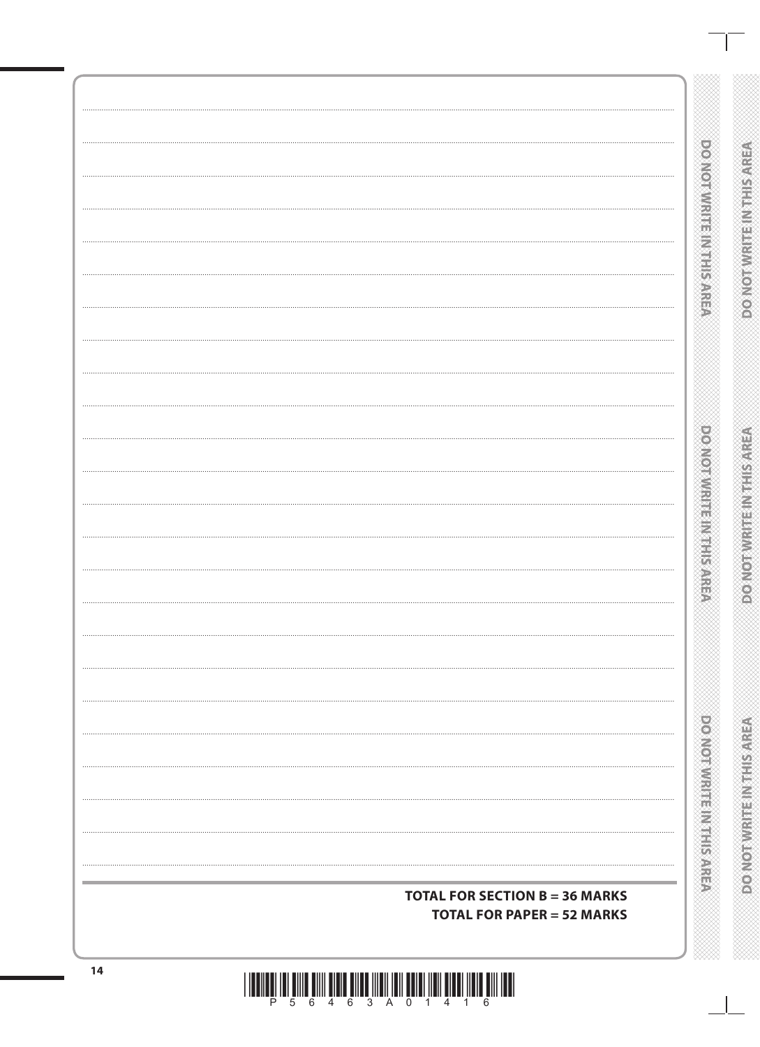**TOTAL FOR SECTION B = 36 MARKS**

**TOTAL FOR PAPER = 52 MARKS**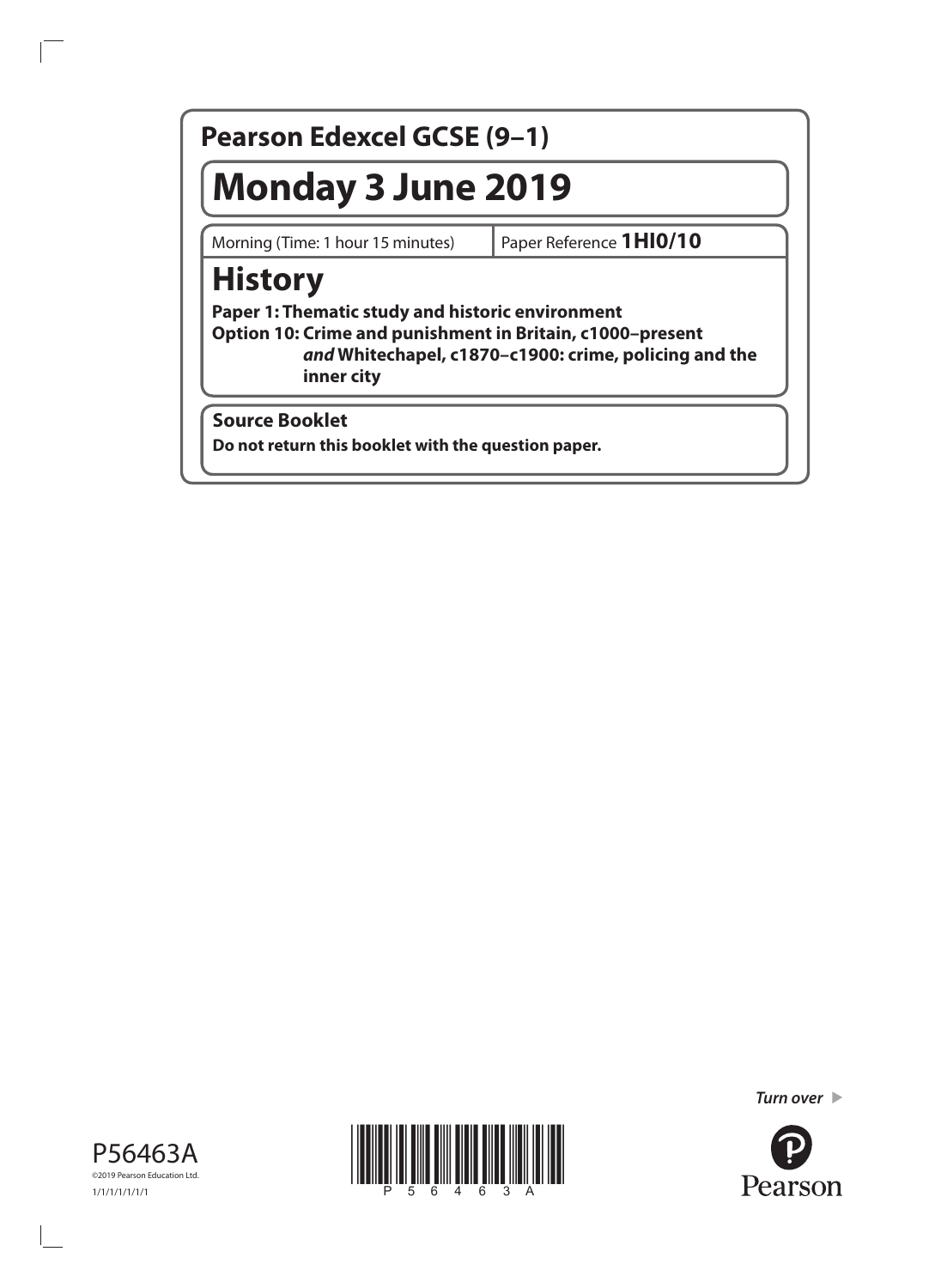# Pearson Edexcel GCSE (9–1)

# Monday 3 June 2019

Morning (Time: 1 hour 15 minutes) | Paper Reference **1HI0/10**

# History

**Paper 1: Thematic study and historic environment**

**Option 10: Crime and punishment in Britain, c1000–present**
***and* Whitechapel, c1870–c1900: crime, policing and the inner city**

**Source Booklet**

**Do not return this booklet with the question paper.**

P56463A

©2019 Pearson Education Ltd.

1/1/1/1/1/1/1

***Turn over***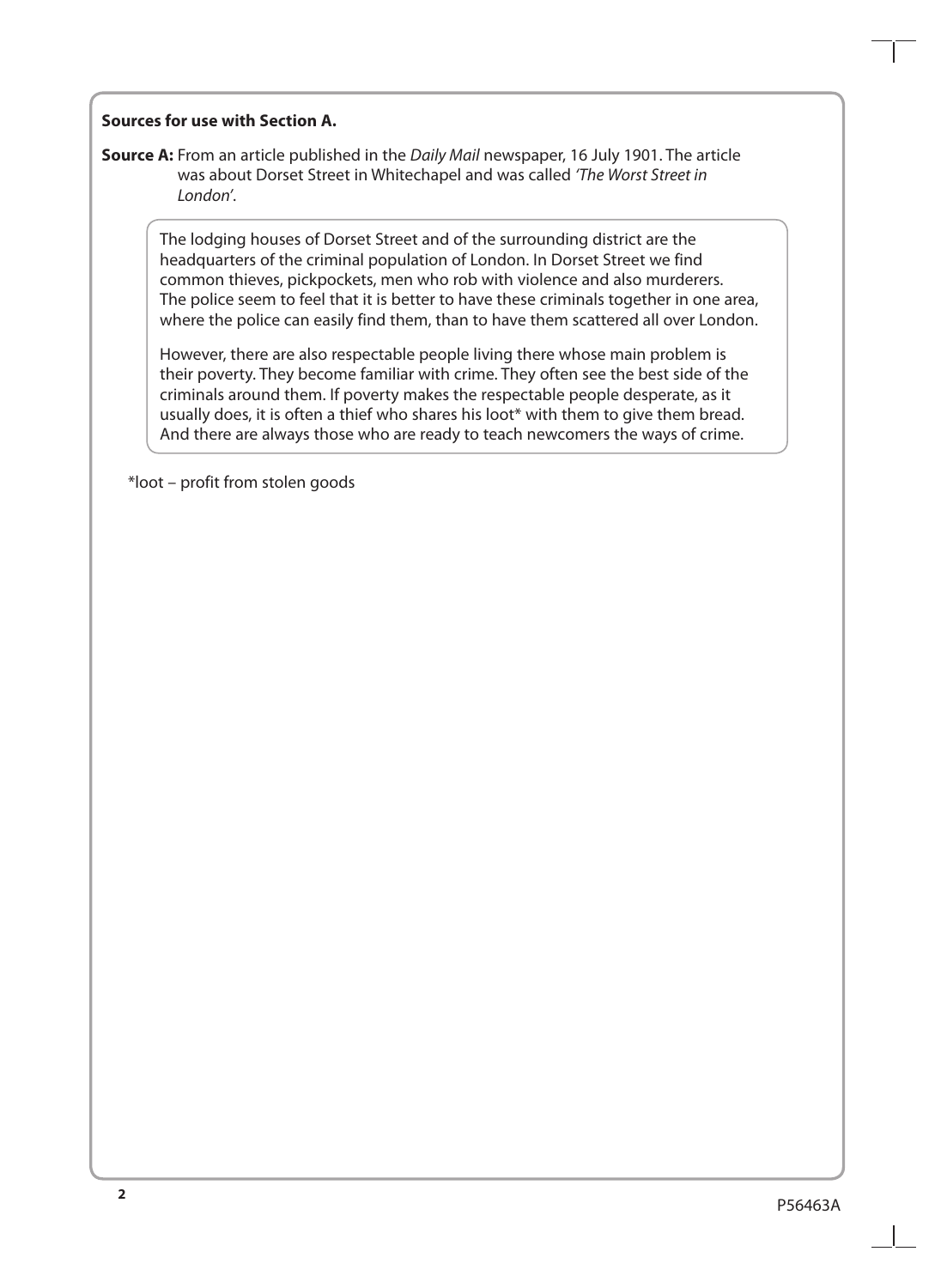**Sources for use with Section A.**

**Source A:** From an article published in the *Daily Mail* newspaper, 16 July 1901. The article was about Dorset Street in Whitechapel and was called *'The Worst Street in London'*.

> The lodging houses of Dorset Street and of the surrounding district are the headquarters of the criminal population of London. In Dorset Street we find common thieves, pickpockets, men who rob with violence and also murderers. The police seem to feel that it is better to have these criminals together in one area, where the police can easily find them, than to have them scattered all over London.
>
> However, there are also respectable people living there whose main problem is their poverty. They become familiar with crime. They often see the best side of the criminals around them. If poverty makes the respectable people desperate, as it usually does, it is often a thief who shares his loot* with them to give them bread. And there are always those who are ready to teach newcomers the ways of crime.

*loot – profit from stolen goods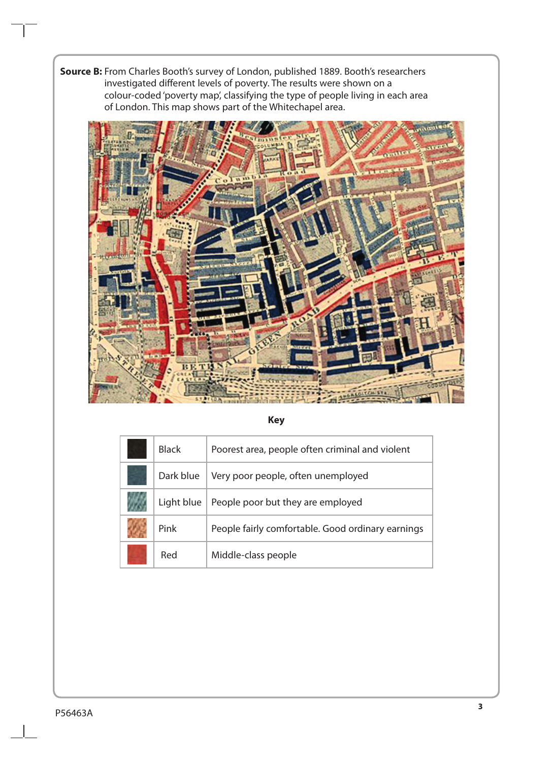**Source B:** From Charles Booth's survey of London, published 1889. Booth's researchers investigated different levels of poverty. The results were shown on a colour-coded 'poverty map', classifying the type of people living in each area of London. This map shows part of the Whitechapel area.

**Key**

| | | |
|---|---|---|
| | Black | Poorest area, people often criminal and violent |
| | Dark blue | Very poor people, often unemployed |
| | Light blue | People poor but they are employed |
| | Pink | People fairly comfortable. Good ordinary earnings |
| | Red | Middle-class people |

P56463A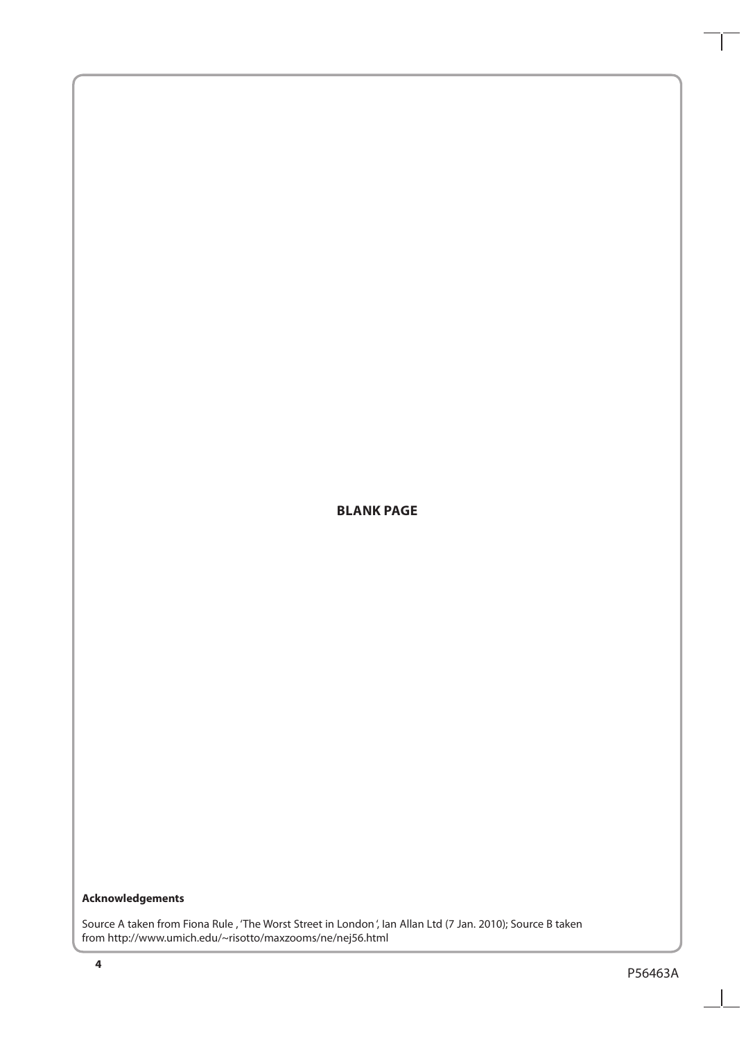**BLANK PAGE**

**Acknowledgements**

Source A taken from Fiona Rule , 'The Worst Street in London', Ian Allan Ltd (7 Jan. 2010); Source B taken from http://www.umich.edu/~risotto/maxzooms/ne/nej56.html